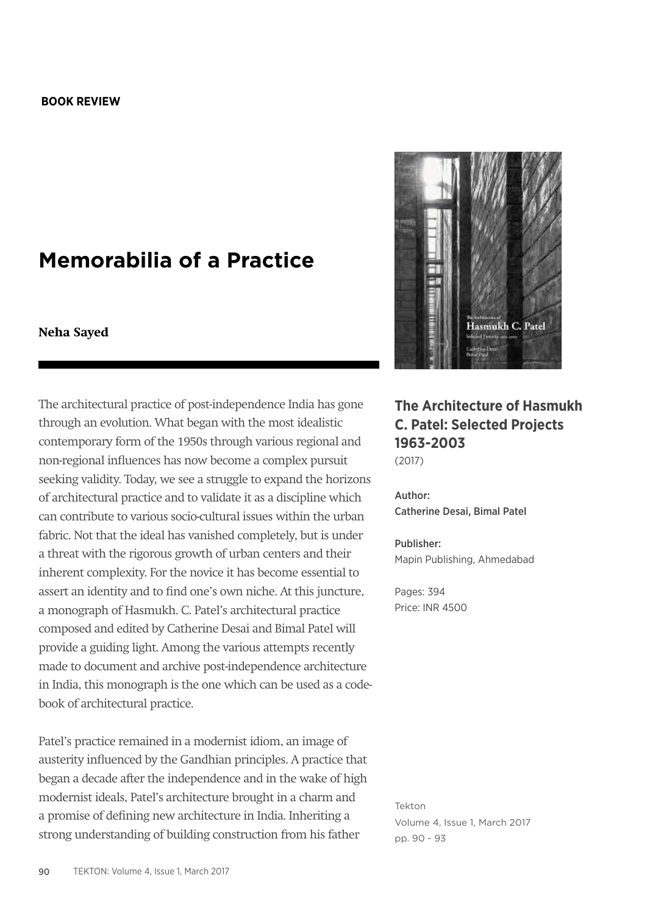**BOOK REVIEW**

# Memorabilia of a Practice

**Neha Sayed**

### The Architecture of Hasmukh C. Patel: Selected Projects 1963-2003

(2017)

Author:
Catherine Desai, Bimal Patel

Publisher:
Mapin Publishing, Ahmedabad

Pages: 394
Price: INR 4500

The architectural practice of post-independence India has gone through an evolution. What began with the most idealistic contemporary form of the 1950s through various regional and non-regional influences has now become a complex pursuit seeking validity. Today, we see a struggle to expand the horizons of architectural practice and to validate it as a discipline which can contribute to various socio-cultural issues within the urban fabric. Not that the ideal has vanished completely, but is under a threat with the rigorous growth of urban centers and their inherent complexity. For the novice it has become essential to assert an identity and to find one's own niche. At this juncture, a monograph of Hasmukh. C. Patel's architectural practice composed and edited by Catherine Desai and Bimal Patel will provide a guiding light. Among the various attempts recently made to document and archive post-independence architecture in India, this monograph is the one which can be used as a code-book of architectural practice.

Patel's practice remained in a modernist idiom, an image of austerity influenced by the Gandhian principles. A practice that began a decade after the independence and in the wake of high modernist ideals, Patel's architecture brought in a charm and a promise of defining new architecture in India. Inheriting a strong understanding of building construction from his father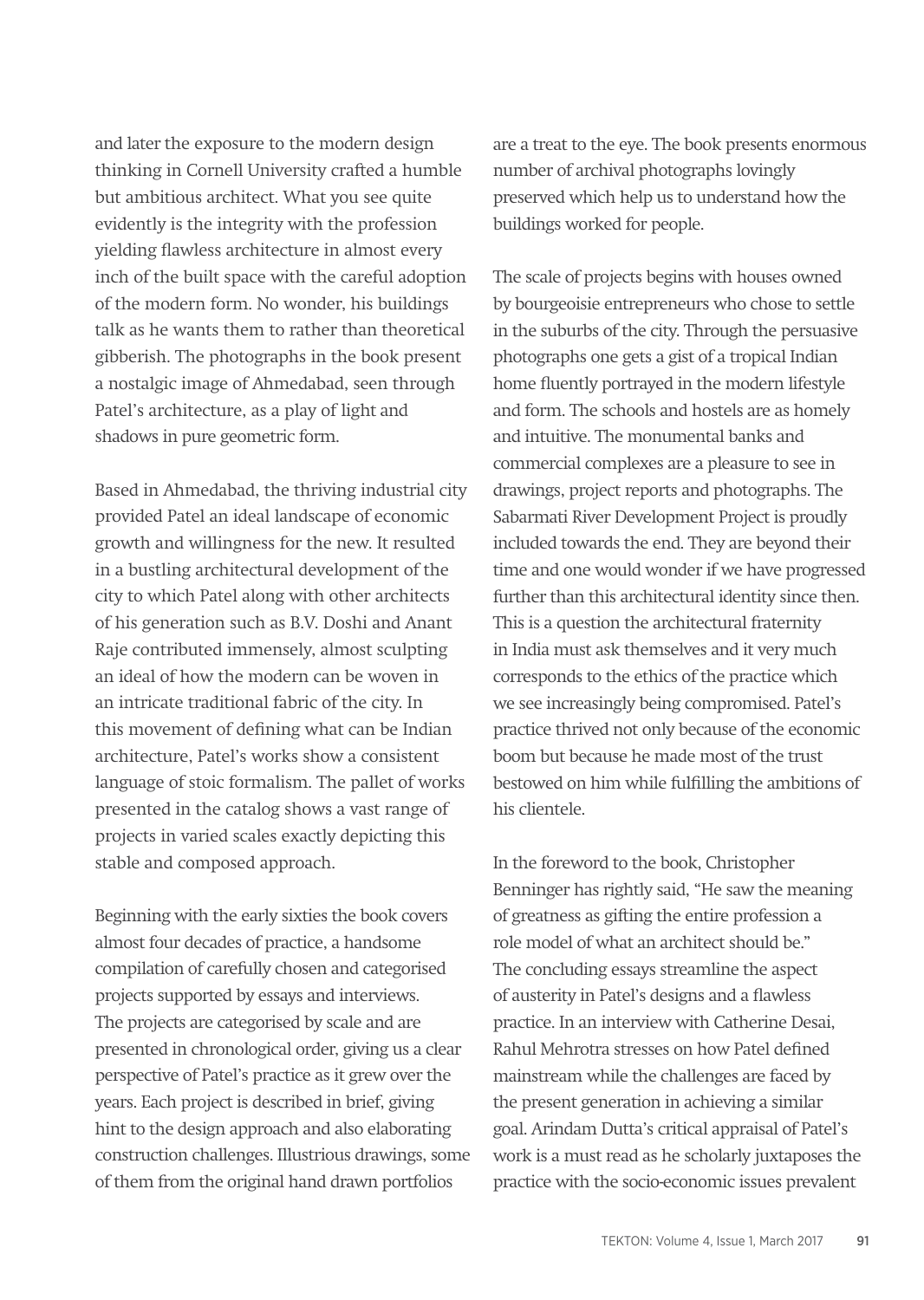and later the exposure to the modern design thinking in Cornell University crafted a humble but ambitious architect. What you see quite evidently is the integrity with the profession yielding flawless architecture in almost every inch of the built space with the careful adoption of the modern form. No wonder, his buildings talk as he wants them to rather than theoretical gibberish. The photographs in the book present a nostalgic image of Ahmedabad, seen through Patel's architecture, as a play of light and shadows in pure geometric form.

Based in Ahmedabad, the thriving industrial city provided Patel an ideal landscape of economic growth and willingness for the new. It resulted in a bustling architectural development of the city to which Patel along with other architects of his generation such as B.V. Doshi and Anant Raje contributed immensely, almost sculpting an ideal of how the modern can be woven in an intricate traditional fabric of the city. In this movement of defining what can be Indian architecture, Patel's works show a consistent language of stoic formalism. The pallet of works presented in the catalog shows a vast range of projects in varied scales exactly depicting this stable and composed approach.

Beginning with the early sixties the book covers almost four decades of practice, a handsome compilation of carefully chosen and categorised projects supported by essays and interviews. The projects are categorised by scale and are presented in chronological order, giving us a clear perspective of Patel's practice as it grew over the years. Each project is described in brief, giving hint to the design approach and also elaborating construction challenges. Illustrious drawings, some of them from the original hand drawn portfolios are a treat to the eye. The book presents enormous number of archival photographs lovingly preserved which help us to understand how the buildings worked for people.

The scale of projects begins with houses owned by bourgeoisie entrepreneurs who chose to settle in the suburbs of the city. Through the persuasive photographs one gets a gist of a tropical Indian home fluently portrayed in the modern lifestyle and form. The schools and hostels are as homely and intuitive. The monumental banks and commercial complexes are a pleasure to see in drawings, project reports and photographs. The Sabarmati River Development Project is proudly included towards the end. They are beyond their time and one would wonder if we have progressed further than this architectural identity since then. This is a question the architectural fraternity in India must ask themselves and it very much corresponds to the ethics of the practice which we see increasingly being compromised. Patel's practice thrived not only because of the economic boom but because he made most of the trust bestowed on him while fulfilling the ambitions of his clientele.

In the foreword to the book, Christopher Benninger has rightly said, "He saw the meaning of greatness as gifting the entire profession a role model of what an architect should be." The concluding essays streamline the aspect of austerity in Patel's designs and a flawless practice. In an interview with Catherine Desai, Rahul Mehrotra stresses on how Patel defined mainstream while the challenges are faced by the present generation in achieving a similar goal. Arindam Dutta's critical appraisal of Patel's work is a must read as he scholarly juxtaposes the practice with the socio-economic issues prevalent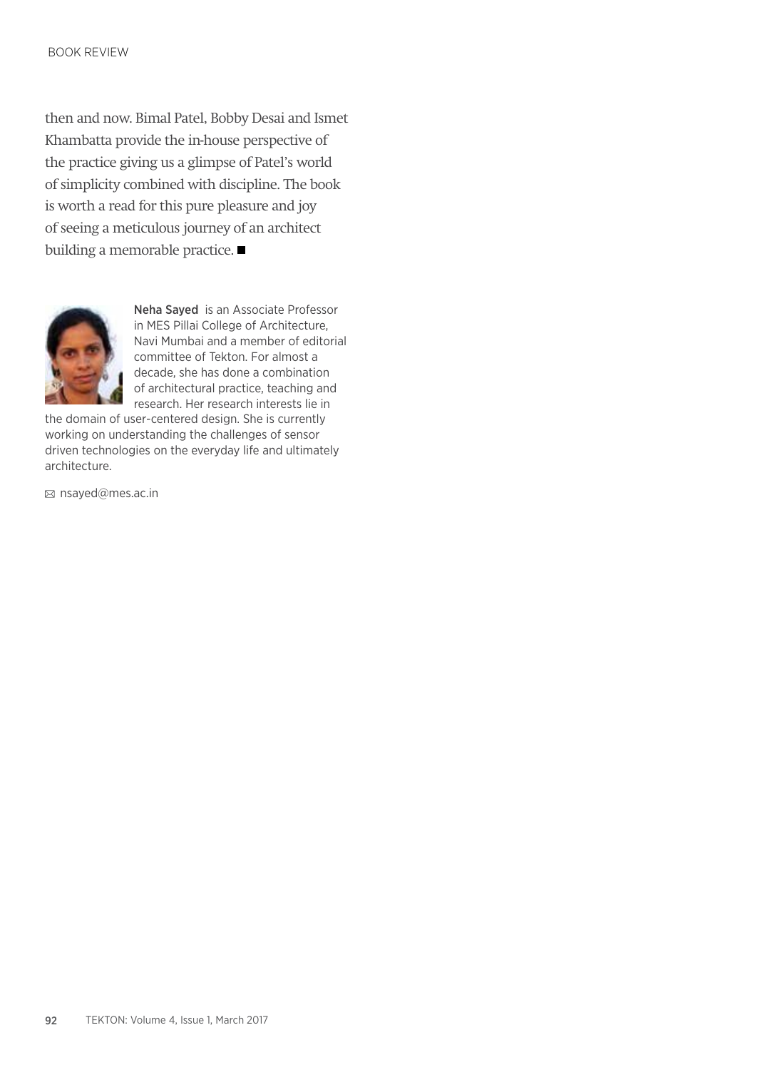then and now. Bimal Patel, Bobby Desai and Ismet Khambatta provide the in-house perspective of the practice giving us a glimpse of Patel's world of simplicity combined with discipline. The book is worth a read for this pure pleasure and joy of seeing a meticulous journey of an architect building a memorable practice. ■

**Neha Sayed** is an Associate Professor in MES Pillai College of Architecture, Navi Mumbai and a member of editorial committee of Tekton. For almost a decade, she has done a combination of architectural practice, teaching and research. Her research interests lie in the domain of user-centered design. She is currently working on understanding the challenges of sensor driven technologies on the everyday life and ultimately architecture.

✉ nsayed@mes.ac.in